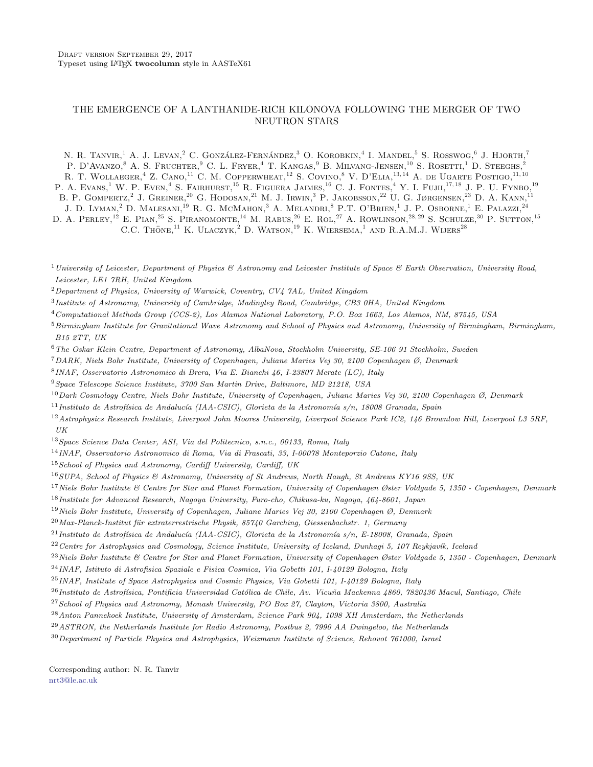Draft version September 29, 2017
Typeset using LaTeX **twocolumn** style in AASTeX61

# THE EMERGENCE OF A LANTHANIDE-RICH KILONOVA FOLLOWING THE MERGER OF TWO NEUTRON STARS

N. R. Tanvir,[1] A. J. Levan,[2] C. González-Fernández,[3] O. Korobkin,[4] I. Mandel,[5] S. Rosswog,[6] J. Hjorth,[7] P. D'Avanzo,[8] A. S. Fruchter,[9] C. L. Fryer,[4] T. Kangas,[9] B. Milvang-Jensen,[10] S. Rosetti,[1] D. Steeghs,[2] R. T. Wollaeger,[4] Z. Cano,[11] C. M. Copperwheat,[12] S. Covino,[8] V. D'Elia,[13,14] A. de Ugarte Postigo,[11,10] P. A. Evans,[1] W. P. Even,[4] S. Fairhurst,[15] R. Figuera Jaimes,[16] C. J. Fontes,[4] Y. I. Fujii,[17,18] J. P. U. Fynbo,[19] B. P. Gompertz,[2] J. Greiner,[20] G. Hodosan,[21] M. J. Irwin,[3] P. Jakobsson,[22] U. G. Jørgensen,[23] D. A. Kann,[11] J. D. Lyman,[2] D. Malesani,[19] R. G. McMahon,[3] A. Melandri,[8] P.T. O'Brien,[1] J. P. Osborne,[1] E. Palazzi,[24] D. A. Perley,[12] E. Pian,[25] S. Piranomonte,[14] M. Rabus,[26] E. Rol,[27] A. Rowlinson,[28,29] S. Schulze,[30] P. Sutton,[15] C.C. Thöne,[11] K. Ulaczyk,[2] D. Watson,[19] K. Wiersema,[1] and R.A.M.J. Wijers[28]

[1] *University of Leicester, Department of Physics & Astronomy and Leicester Institute of Space & Earth Observation, University Road, Leicester, LE1 7RH, United Kingdom*

[2] *Department of Physics, University of Warwick, Coventry, CV4 7AL, United Kingdom*

[3] *Institute of Astronomy, University of Cambridge, Madingley Road, Cambridge, CB3 0HA, United Kingdom*

[4] *Computational Methods Group (CCS-2), Los Alamos National Laboratory, P.O. Box 1663, Los Alamos, NM, 87545, USA*

[5] *Birmingham Institute for Gravitational Wave Astronomy and School of Physics and Astronomy, University of Birmingham, Birmingham, B15 2TT, UK*

[6] *The Oskar Klein Centre, Department of Astronomy, AlbaNova, Stockholm University, SE-106 91 Stockholm, Sweden*

[7] *DARK, Niels Bohr Institute, University of Copenhagen, Juliane Maries Vej 30, 2100 Copenhagen Ø, Denmark*

[8] *INAF, Osservatorio Astronomico di Brera, Via E. Bianchi 46, I-23807 Merate (LC), Italy*

[9] *Space Telescope Science Institute, 3700 San Martin Drive, Baltimore, MD 21218, USA*

[10] *Dark Cosmology Centre, Niels Bohr Institute, University of Copenhagen, Juliane Maries Vej 30, 2100 Copenhagen Ø, Denmark*

[11] *Instituto de Astrofísica de Andalucía (IAA-CSIC), Glorieta de la Astronomía s/n, 18008 Granada, Spain*

[12] *Astrophysics Research Institute, Liverpool John Moores University, Liverpool Science Park IC2, 146 Brownlow Hill, Liverpool L3 5RF, UK*

[13] *Space Science Data Center, ASI, Via del Politecnico, s.n.c., 00133, Roma, Italy*

[14] *INAF, Osservatorio Astronomico di Roma, Via di Frascati, 33, I-00078 Monteporzio Catone, Italy*

[15] *School of Physics and Astronomy, Cardiff University, Cardiff, UK*

[16] *SUPA, School of Physics & Astronomy, University of St Andrews, North Haugh, St Andrews KY16 9SS, UK*

[17] *Niels Bohr Institute & Centre for Star and Planet Formation, University of Copenhagen Øster Voldgade 5, 1350 - Copenhagen, Denmark*

[18] *Institute for Advanced Research, Nagoya University, Furo-cho, Chikusa-ku, Nagoya, 464-8601, Japan*

[19] *Niels Bohr Institute, University of Copenhagen, Juliane Maries Vej 30, 2100 Copenhagen Ø, Denmark*

[20] *Max-Planck-Institut für extraterrestrische Physik, 85740 Garching, Giessenbachstr. 1, Germany*

[21] *Instituto de Astrofísica de Andalucía (IAA-CSIC), Glorieta de la Astronomía s/n, E-18008, Granada, Spain*

[22] *Centre for Astrophysics and Cosmology, Science Institute, University of Iceland, Dunhagi 5, 107 Reykjavík, Iceland*

[23] *Niels Bohr Institute & Centre for Star and Planet Formation, University of Copenhagen Øster Voldgade 5, 1350 - Copenhagen, Denmark*

[24] *INAF, Istituto di Astrofisica Spaziale e Fisica Cosmica, Via Gobetti 101, I-40129 Bologna, Italy*

[25] *INAF, Institute of Space Astrophysics and Cosmic Physics, Via Gobetti 101, I-40129 Bologna, Italy*

[26] *Instituto de Astrofísica, Pontificia Universidad Católica de Chile, Av. Vicuña Mackenna 4860, 7820436 Macul, Santiago, Chile*

[27] *School of Physics and Astronomy, Monash University, PO Box 27, Clayton, Victoria 3800, Australia*

[28] *Anton Pannekoek Institute, University of Amsterdam, Science Park 904, 1098 XH Amsterdam, the Netherlands*

[29] *ASTRON, the Netherlands Institute for Radio Astronomy, Postbus 2, 7990 AA Dwingeloo, the Netherlands*

[30] *Department of Particle Physics and Astrophysics, Weizmann Institute of Science, Rehovot 761000, Israel*

Corresponding author: N. R. Tanvir
nrt3@le.ac.uk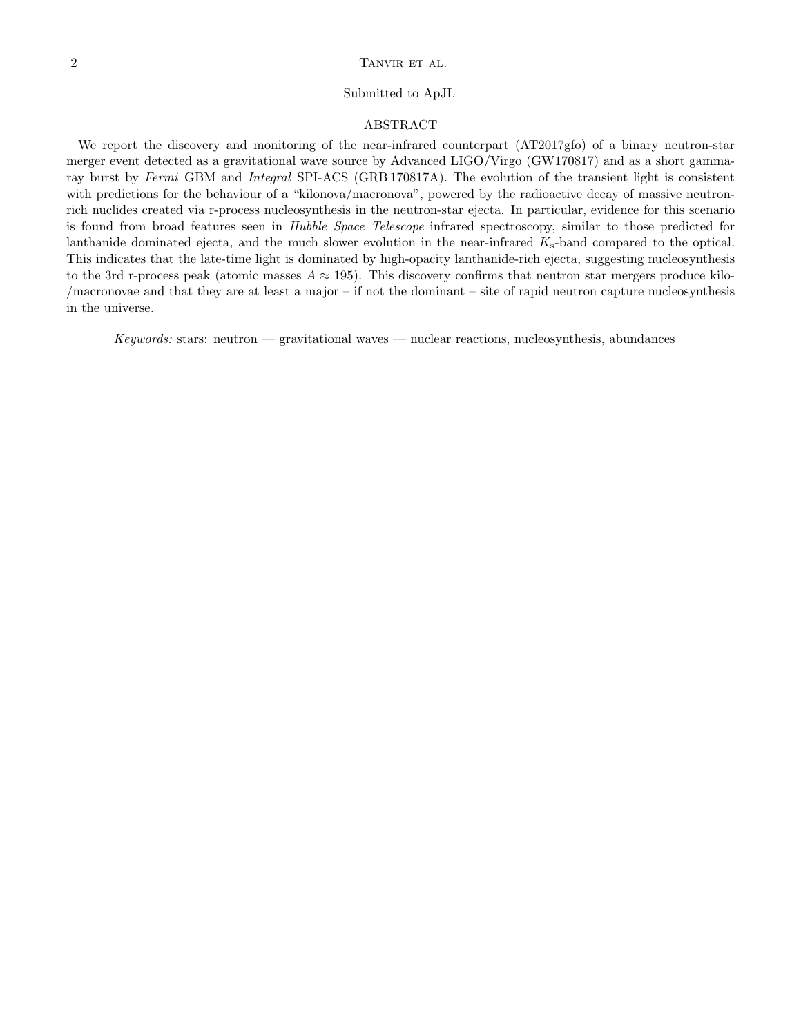Submitted to ApJL

## ABSTRACT

We report the discovery and monitoring of the near-infrared counterpart (AT2017gfo) of a binary neutron-star merger event detected as a gravitational wave source by Advanced LIGO/Virgo (GW170817) and as a short gamma-ray burst by *Fermi* GBM and *Integral* SPI-ACS (GRB 170817A). The evolution of the transient light is consistent with predictions for the behaviour of a "kilonova/macronova", powered by the radioactive decay of massive neutron-rich nuclides created via r-process nucleosynthesis in the neutron-star ejecta. In particular, evidence for this scenario is found from broad features seen in *Hubble Space Telescope* infrared spectroscopy, similar to those predicted for lanthanide dominated ejecta, and the much slower evolution in the near-infrared $K_s$-band compared to the optical. This indicates that the late-time light is dominated by high-opacity lanthanide-rich ejecta, suggesting nucleosynthesis to the 3rd r-process peak (atomic masses $A \approx 195$). This discovery confirms that neutron star mergers produce kilo-/macronovae and that they are at least a major – if not the dominant – site of rapid neutron capture nucleosynthesis in the universe.

*Keywords:* stars: neutron — gravitational waves — nuclear reactions, nucleosynthesis, abundances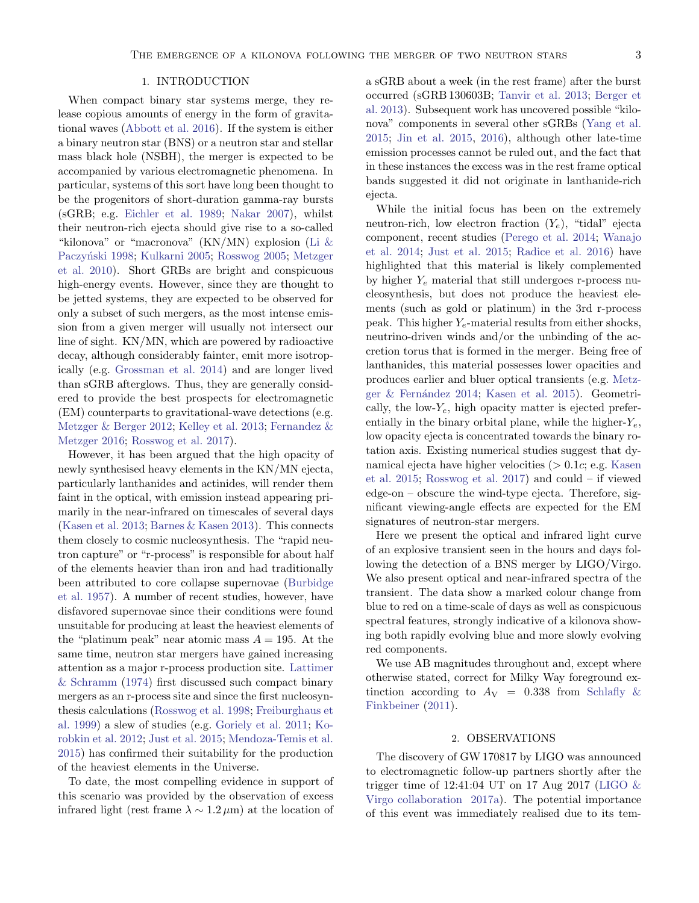## 1. INTRODUCTION

When compact binary star systems merge, they release copious amounts of energy in the form of gravitational waves (Abbott et al. 2016). If the system is either a binary neutron star (BNS) or a neutron star and stellar mass black hole (NSBH), the merger is expected to be accompanied by various electromagnetic phenomena. In particular, systems of this sort have long been thought to be the progenitors of short-duration gamma-ray bursts (sGRB; e.g. Eichler et al. 1989; Nakar 2007), whilst their neutron-rich ejecta should give rise to a so-called "kilonova" or "macronova" (KN/MN) explosion (Li & Paczyński 1998; Kulkarni 2005; Rosswog 2005; Metzger et al. 2010). Short GRBs are bright and conspicuous high-energy events. However, since they are thought to be jetted systems, they are expected to be observed for only a subset of such mergers, as the most intense emission from a given merger will usually not intersect our line of sight. KN/MN, which are powered by radioactive decay, although considerably fainter, emit more isotropically (e.g. Grossman et al. 2014) and are longer lived than sGRB afterglows. Thus, they are generally considered to provide the best prospects for electromagnetic (EM) counterparts to gravitational-wave detections (e.g. Metzger & Berger 2012; Kelley et al. 2013; Fernandez & Metzger 2016; Rosswog et al. 2017).

However, it has been argued that the high opacity of newly synthesised heavy elements in the KN/MN ejecta, particularly lanthanides and actinides, will render them faint in the optical, with emission instead appearing primarily in the near-infrared on timescales of several days (Kasen et al. 2013; Barnes & Kasen 2013). This connects them closely to cosmic nucleosynthesis. The "rapid neutron capture" or "r-process" is responsible for about half of the elements heavier than iron and had traditionally been attributed to core collapse supernovae (Burbidge et al. 1957). A number of recent studies, however, have disfavored supernovae since their conditions were found unsuitable for producing at least the heaviest elements of the "platinum peak" near atomic mass $A = 195$. At the same time, neutron star mergers have gained increasing attention as a major r-process production site. Lattimer & Schramm (1974) first discussed such compact binary mergers as an r-process site and since the first nucleosynthesis calculations (Rosswog et al. 1998; Freiburghaus et al. 1999) a slew of studies (e.g. Goriely et al. 2011; Korobkin et al. 2012; Just et al. 2015; Mendoza-Temis et al. 2015) has confirmed their suitability for the production of the heaviest elements in the Universe.

To date, the most compelling evidence in support of this scenario was provided by the observation of excess infrared light (rest frame $\lambda \sim 1.2\,\mu$m) at the location of a sGRB about a week (in the rest frame) after the burst occurred (sGRB 130603B; Tanvir et al. 2013; Berger et al. 2013). Subsequent work has uncovered possible "kilonova" components in several other sGRBs (Yang et al. 2015; Jin et al. 2015, 2016), although other late-time emission processes cannot be ruled out, and the fact that in these instances the excess was in the rest frame optical bands suggested it did not originate in lanthanide-rich ejecta.

While the initial focus has been on the extremely neutron-rich, low electron fraction ($Y_e$), "tidal" ejecta component, recent studies (Perego et al. 2014; Wanajo et al. 2014; Just et al. 2015; Radice et al. 2016) have highlighted that this material is likely complemented by higher $Y_e$ material that still undergoes r-process nucleosynthesis, but does not produce the heaviest elements (such as gold or platinum) in the 3rd r-process peak. This higher $Y_e$-material results from either shocks, neutrino-driven winds and/or the unbinding of the accretion torus that is formed in the merger. Being free of lanthanides, this material possesses lower opacities and produces earlier and bluer optical transients (e.g. Metzger & Fernández 2014; Kasen et al. 2015). Geometrically, the low-$Y_e$, high opacity matter is ejected preferentially in the binary orbital plane, while the higher-$Y_e$, low opacity ejecta is concentrated towards the binary rotation axis. Existing numerical studies suggest that dynamical ejecta have higher velocities ($> 0.1c$; e.g. Kasen et al. 2015; Rosswog et al. 2017) and could – if viewed edge-on – obscure the wind-type ejecta. Therefore, significant viewing-angle effects are expected for the EM signatures of neutron-star mergers.

Here we present the optical and infrared light curve of an explosive transient seen in the hours and days following the detection of a BNS merger by LIGO/Virgo. We also present optical and near-infrared spectra of the transient. The data show a marked colour change from blue to red on a time-scale of days as well as conspicuous spectral features, strongly indicative of a kilonova showing both rapidly evolving blue and more slowly evolving red components.

We use AB magnitudes throughout and, except where otherwise stated, correct for Milky Way foreground extinction according to $A_V = 0.338$ from Schlafly & Finkbeiner (2011).

## 2. OBSERVATIONS

The discovery of GW 170817 by LIGO was announced to electromagnetic follow-up partners shortly after the trigger time of 12:41:04 UT on 17 Aug 2017 (LIGO & Virgo collaboration 2017a). The potential importance of this event was immediately realised due to its tem-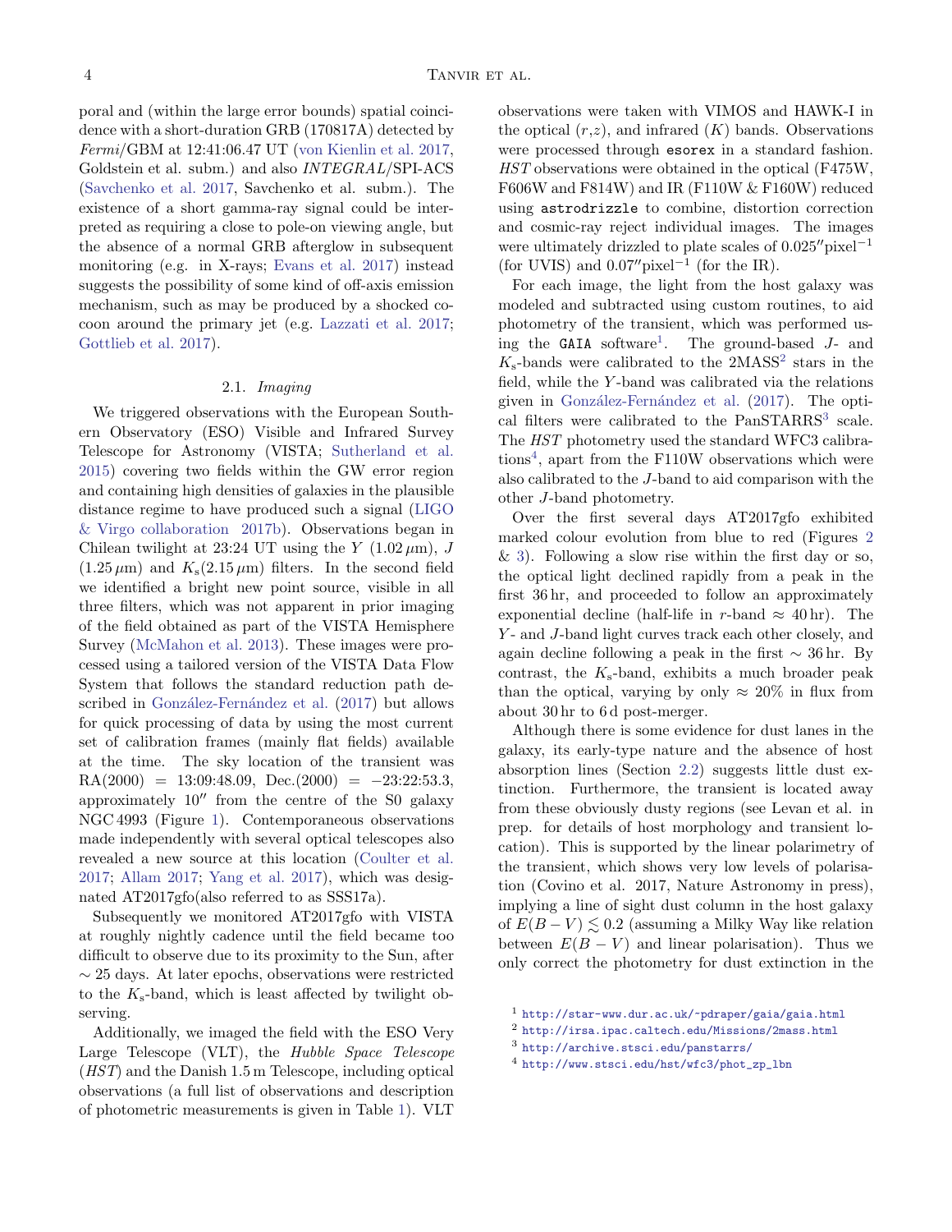poral and (within the large error bounds) spatial coincidence with a short-duration GRB (170817A) detected by *Fermi*/GBM at 12:41:06.47 UT (von Kienlin et al. 2017, Goldstein et al. subm.) and also *INTEGRAL*/SPI-ACS (Savchenko et al. 2017, Savchenko et al. subm.). The existence of a short gamma-ray signal could be interpreted as requiring a close to pole-on viewing angle, but the absence of a normal GRB afterglow in subsequent monitoring (e.g. in X-rays; Evans et al. 2017) instead suggests the possibility of some kind of off-axis emission mechanism, such as may be produced by a shocked cocoon around the primary jet (e.g. Lazzati et al. 2017; Gottlieb et al. 2017).

### 2.1. *Imaging*

We triggered observations with the European Southern Observatory (ESO) Visible and Infrared Survey Telescope for Astronomy (VISTA; Sutherland et al. 2015) covering two fields within the GW error region and containing high densities of galaxies in the plausible distance regime to have produced such a signal (LIGO & Virgo collaboration 2017b). Observations began in Chilean twilight at 23:24 UT using the $Y$ ($1.02\,\mu$m), $J$ ($1.25\,\mu$m) and $K_s$($2.15\,\mu$m) filters. In the second field we identified a bright new point source, visible in all three filters, which was not apparent in prior imaging of the field obtained as part of the VISTA Hemisphere Survey (McMahon et al. 2013). These images were processed using a tailored version of the VISTA Data Flow System that follows the standard reduction path described in González-Fernández et al. (2017) but allows for quick processing of data by using the most current set of calibration frames (mainly flat fields) available at the time. The sky location of the transient was RA(2000) = 13:09:48.09, Dec.(2000) = −23:22:53.3, approximately 10′′ from the centre of the S0 galaxy NGC 4993 (Figure 1). Contemporaneous observations made independently with several optical telescopes also revealed a new source at this location (Coulter et al. 2017; Allam 2017; Yang et al. 2017), which was designated AT2017gfo(also referred to as SSS17a).

Subsequently we monitored AT2017gfo with VISTA at roughly nightly cadence until the field became too difficult to observe due to its proximity to the Sun, after ∼ 25 days. At later epochs, observations were restricted to the $K_s$-band, which is least affected by twilight observing.

Additionally, we imaged the field with the ESO Very Large Telescope (VLT), the *Hubble Space Telescope* (*HST*) and the Danish 1.5 m Telescope, including optical observations (a full list of observations and description of photometric measurements is given in Table 1). VLT observations were taken with VIMOS and HAWK-I in the optical ($r$,$z$), and infrared ($K$) bands. Observations were processed through `esorex` in a standard fashion. *HST* observations were obtained in the optical (F475W, F606W and F814W) and IR (F110W & F160W) reduced using `astrodrizzle` to combine, distortion correction and cosmic-ray reject individual images. The images were ultimately drizzled to plate scales of 0.025′′pixel$^{-1}$ (for UVIS) and 0.07′′pixel$^{-1}$ (for the IR).

For each image, the light from the host galaxy was modeled and subtracted using custom routines, to aid photometry of the transient, which was performed using the `GAIA` software[1]. The ground-based $J$- and $K_s$-bands were calibrated to the 2MASS[2] stars in the field, while the $Y$-band was calibrated via the relations given in González-Fernández et al. (2017). The optical filters were calibrated to the PanSTARRS[3] scale. The *HST* photometry used the standard WFC3 calibrations[4], apart from the F110W observations which were also calibrated to the $J$-band to aid comparison with the other $J$-band photometry.

Over the first several days AT2017gfo exhibited marked colour evolution from blue to red (Figures 2 & 3). Following a slow rise within the first day or so, the optical light declined rapidly from a peak in the first 36 hr, and proceeded to follow an approximately exponential decline (half-life in $r$-band ≈ 40 hr). The $Y$- and $J$-band light curves track each other closely, and again decline following a peak in the first ∼ 36 hr. By contrast, the $K_s$-band, exhibits a much broader peak than the optical, varying by only ≈ 20% in flux from about 30 hr to 6 d post-merger.

Although there is some evidence for dust lanes in the galaxy, its early-type nature and the absence of host absorption lines (Section 2.2) suggests little dust extinction. Furthermore, the transient is located away from these obviously dusty regions (see Levan et al. in prep. for details of host morphology and transient location). This is supported by the linear polarimetry of the transient, which shows very low levels of polarisation (Covino et al. 2017, Nature Astronomy in press), implying a line of sight dust column in the host galaxy of $E(B-V) \lesssim 0.2$ (assuming a Milky Way like relation between $E(B-V)$ and linear polarisation). Thus we only correct the photometry for dust extinction in the

[1] http://star-www.dur.ac.uk/~pdraper/gaia/gaia.html
[2] http://irsa.ipac.caltech.edu/Missions/2mass.html
[3] http://archive.stsci.edu/panstarrs/
[4] http://www.stsci.edu/hst/wfc3/phot_zp_lbn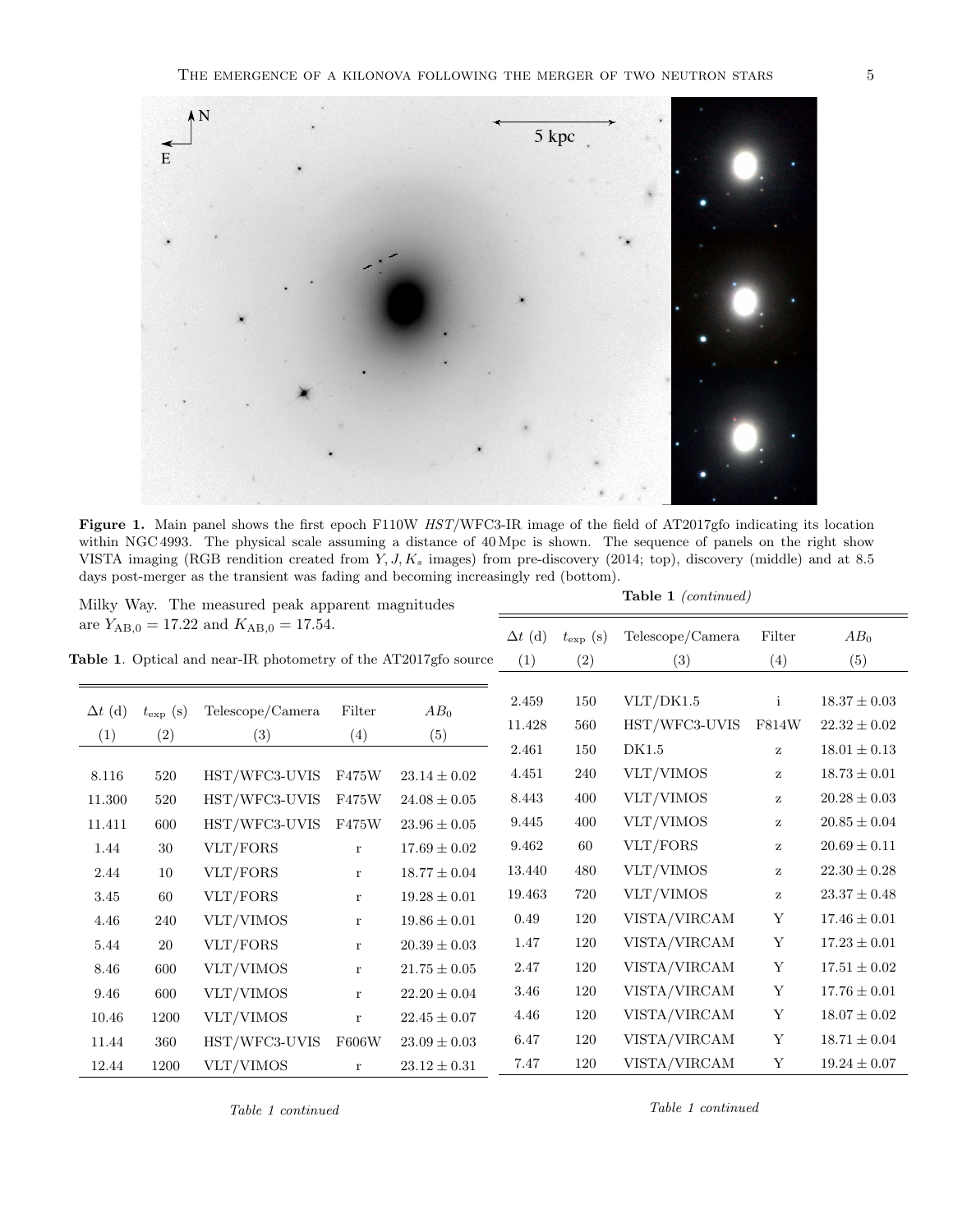**Figure 1.** Main panel shows the first epoch F110W *HST*/WFC3-IR image of the field of AT2017gfo indicating its location within NGC 4993. The physical scale assuming a distance of 40 Mpc is shown. The sequence of panels on the right show VISTA imaging (RGB rendition created from $Y, J, K_s$ images) from pre-discovery (2014; top), discovery (middle) and at 8.5 days post-merger as the transient was fading and becoming increasingly red (bottom).

Milky Way. The measured peak apparent magnitudes are $Y_{\rm AB,0} = 17.22$ and $K_{\rm AB,0} = 17.54$.

**Table 1**. Optical and near-IR photometry of the AT2017gfo source

| $\Delta t$ (d) | $t_{\rm exp}$ (s) | Telescope/Camera | Filter | $AB_0$ |
|---|---|---|---|---|
| (1) | (2) | (3) | (4) | (5) |
| 8.116 | 520 | HST/WFC3-UVIS | F475W | $23.14 \pm 0.02$ |
| 11.300 | 520 | HST/WFC3-UVIS | F475W | $24.08 \pm 0.05$ |
| 11.411 | 600 | HST/WFC3-UVIS | F475W | $23.96 \pm 0.05$ |
| 1.44 | 30 | VLT/FORS | r | $17.69 \pm 0.02$ |
| 2.44 | 10 | VLT/FORS | r | $18.77 \pm 0.04$ |
| 3.45 | 60 | VLT/FORS | r | $19.28 \pm 0.01$ |
| 4.46 | 240 | VLT/VIMOS | r | $19.86 \pm 0.01$ |
| 5.44 | 20 | VLT/FORS | r | $20.39 \pm 0.03$ |
| 8.46 | 600 | VLT/VIMOS | r | $21.75 \pm 0.05$ |
| 9.46 | 600 | VLT/VIMOS | r | $22.20 \pm 0.04$ |
| 10.46 | 1200 | VLT/VIMOS | r | $22.45 \pm 0.07$ |
| 11.44 | 360 | HST/WFC3-UVIS | F606W | $23.09 \pm 0.03$ |
| 12.44 | 1200 | VLT/VIMOS | r | $23.12 \pm 0.31$ |

*Table 1 continued*

**Table 1** *(continued)*

| $\Delta t$ (d) | $t_{\rm exp}$ (s) | Telescope/Camera | Filter | $AB_0$ |
|---|---|---|---|---|
| (1) | (2) | (3) | (4) | (5) |
| 2.459 | 150 | VLT/DK1.5 | i | $18.37 \pm 0.03$ |
| 11.428 | 560 | HST/WFC3-UVIS | F814W | $22.32 \pm 0.02$ |
| 2.461 | 150 | DK1.5 | z | $18.01 \pm 0.13$ |
| 4.451 | 240 | VLT/VIMOS | z | $18.73 \pm 0.01$ |
| 8.443 | 400 | VLT/VIMOS | z | $20.28 \pm 0.03$ |
| 9.445 | 400 | VLT/VIMOS | z | $20.85 \pm 0.04$ |
| 9.462 | 60 | VLT/FORS | z | $20.69 \pm 0.11$ |
| 13.440 | 480 | VLT/VIMOS | z | $22.30 \pm 0.28$ |
| 19.463 | 720 | VLT/VIMOS | z | $23.37 \pm 0.48$ |
| 0.49 | 120 | VISTA/VIRCAM | Y | $17.46 \pm 0.01$ |
| 1.47 | 120 | VISTA/VIRCAM | Y | $17.23 \pm 0.01$ |
| 2.47 | 120 | VISTA/VIRCAM | Y | $17.51 \pm 0.02$ |
| 3.46 | 120 | VISTA/VIRCAM | Y | $17.76 \pm 0.01$ |
| 4.46 | 120 | VISTA/VIRCAM | Y | $18.07 \pm 0.02$ |
| 6.47 | 120 | VISTA/VIRCAM | Y | $18.71 \pm 0.04$ |
| 7.47 | 120 | VISTA/VIRCAM | Y | $19.24 \pm 0.07$ |

*Table 1 continued*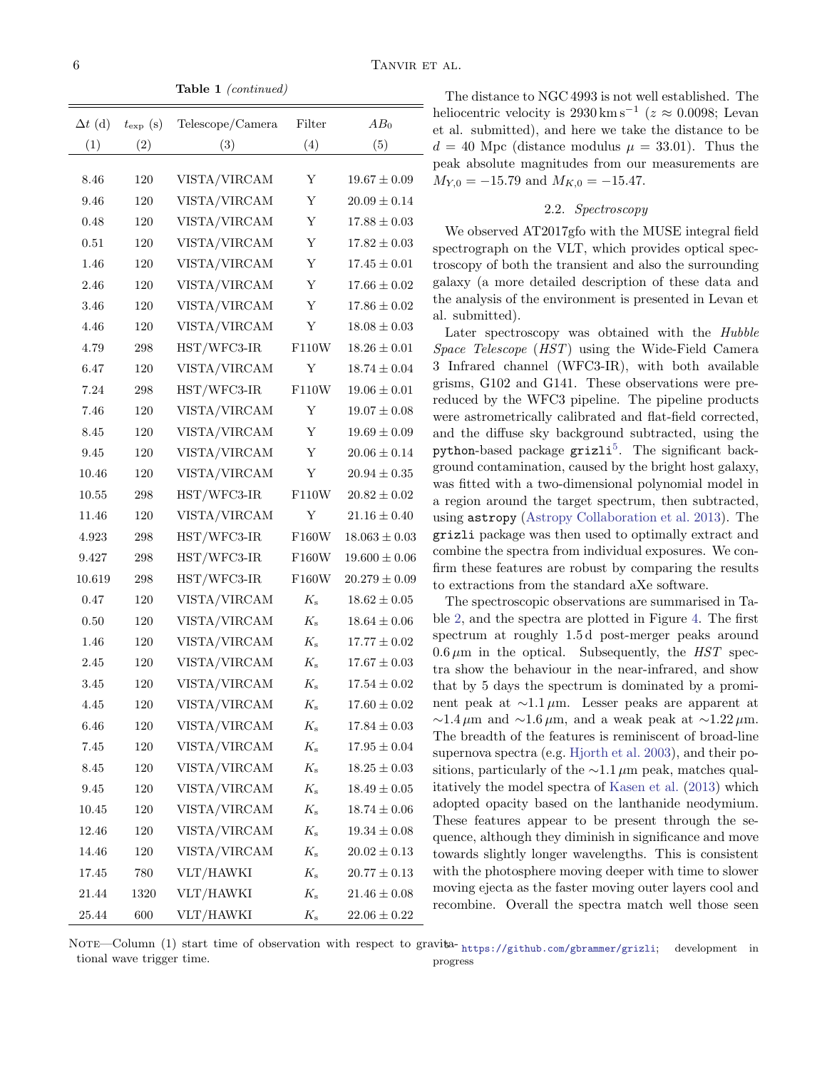**Table 1** *(continued)*

| $\Delta t$ (d) | $t_{\rm exp}$ (s) | Telescope/Camera | Filter | $AB_0$ |
|---|---|---|---|---|
| (1) | (2) | (3) | (4) | (5) |
| 8.46 | 120 | VISTA/VIRCAM | Y | $19.67 \pm 0.09$ |
| 9.46 | 120 | VISTA/VIRCAM | Y | $20.09 \pm 0.14$ |
| 0.48 | 120 | VISTA/VIRCAM | Y | $17.88 \pm 0.03$ |
| 0.51 | 120 | VISTA/VIRCAM | Y | $17.82 \pm 0.03$ |
| 1.46 | 120 | VISTA/VIRCAM | Y | $17.45 \pm 0.01$ |
| 2.46 | 120 | VISTA/VIRCAM | Y | $17.66 \pm 0.02$ |
| 3.46 | 120 | VISTA/VIRCAM | Y | $17.86 \pm 0.02$ |
| 4.46 | 120 | VISTA/VIRCAM | Y | $18.08 \pm 0.03$ |
| 4.79 | 298 | HST/WFC3-IR | F110W | $18.26 \pm 0.01$ |
| 6.47 | 120 | VISTA/VIRCAM | Y | $18.74 \pm 0.04$ |
| 7.24 | 298 | HST/WFC3-IR | F110W | $19.06 \pm 0.01$ |
| 7.46 | 120 | VISTA/VIRCAM | Y | $19.07 \pm 0.08$ |
| 8.45 | 120 | VISTA/VIRCAM | Y | $19.69 \pm 0.09$ |
| 9.45 | 120 | VISTA/VIRCAM | Y | $20.06 \pm 0.14$ |
| 10.46 | 120 | VISTA/VIRCAM | Y | $20.94 \pm 0.35$ |
| 10.55 | 298 | HST/WFC3-IR | F110W | $20.82 \pm 0.02$ |
| 11.46 | 120 | VISTA/VIRCAM | Y | $21.16 \pm 0.40$ |
| 4.923 | 298 | HST/WFC3-IR | F160W | $18.063 \pm 0.03$ |
| 9.427 | 298 | HST/WFC3-IR | F160W | $19.600 \pm 0.06$ |
| 10.619 | 298 | HST/WFC3-IR | F160W | $20.279 \pm 0.09$ |
| 0.47 | 120 | VISTA/VIRCAM | $K_{\rm s}$ | $18.62 \pm 0.05$ |
| 0.50 | 120 | VISTA/VIRCAM | $K_{\rm s}$ | $18.64 \pm 0.06$ |
| 1.46 | 120 | VISTA/VIRCAM | $K_{\rm s}$ | $17.77 \pm 0.02$ |
| 2.45 | 120 | VISTA/VIRCAM | $K_{\rm s}$ | $17.67 \pm 0.03$ |
| 3.45 | 120 | VISTA/VIRCAM | $K_{\rm s}$ | $17.54 \pm 0.02$ |
| 4.45 | 120 | VISTA/VIRCAM | $K_{\rm s}$ | $17.60 \pm 0.02$ |
| 6.46 | 120 | VISTA/VIRCAM | $K_{\rm s}$ | $17.84 \pm 0.03$ |
| 7.45 | 120 | VISTA/VIRCAM | $K_{\rm s}$ | $17.95 \pm 0.04$ |
| 8.45 | 120 | VISTA/VIRCAM | $K_{\rm s}$ | $18.25 \pm 0.03$ |
| 9.45 | 120 | VISTA/VIRCAM | $K_{\rm s}$ | $18.49 \pm 0.05$ |
| 10.45 | 120 | VISTA/VIRCAM | $K_{\rm s}$ | $18.74 \pm 0.06$ |
| 12.46 | 120 | VISTA/VIRCAM | $K_{\rm s}$ | $19.34 \pm 0.08$ |
| 14.46 | 120 | VISTA/VIRCAM | $K_{\rm s}$ | $20.02 \pm 0.13$ |
| 17.45 | 780 | VLT/HAWKI | $K_{\rm s}$ | $20.77 \pm 0.13$ |
| 21.44 | 1320 | VLT/HAWKI | $K_{\rm s}$ | $21.46 \pm 0.08$ |
| 25.44 | 600 | VLT/HAWKI | $K_{\rm s}$ | $22.06 \pm 0.22$ |

NOTE—Column (1) start time of observation with respect to gravitational wave trigger time.

The distance to NGC 4993 is not well established. The heliocentric velocity is $2930\,{\rm km\,s^{-1}}$ ($z \approx 0.0098$; Levan et al. submitted), and here we take the distance to be $d = 40$ Mpc (distance modulus $\mu = 33.01$). Thus the peak absolute magnitudes from our measurements are $M_{Y,0} = -15.79$ and $M_{K,0} = -15.47$.

### 2.2. *Spectroscopy*

We observed AT2017gfo with the MUSE integral field spectrograph on the VLT, which provides optical spectroscopy of both the transient and also the surrounding galaxy (a more detailed description of these data and the analysis of the environment is presented in Levan et al. submitted).

Later spectroscopy was obtained with the *Hubble Space Telescope* (*HST*) using the Wide-Field Camera 3 Infrared channel (WFC3-IR), with both available grisms, G102 and G141. These observations were pre-reduced by the WFC3 pipeline. The pipeline products were astrometrically calibrated and flat-field corrected, and the diffuse sky background subtracted, using the `python`-based package `grizli`[5]. The significant background contamination, caused by the bright host galaxy, was fitted with a two-dimensional polynomial model in a region around the target spectrum, then subtracted, using `astropy` (Astropy Collaboration et al. 2013). The `grizli` package was then used to optimally extract and combine the spectra from individual exposures. We confirm these features are robust by comparing the results to extractions from the standard aXe software.

The spectroscopic observations are summarised in Table 2, and the spectra are plotted in Figure 4. The first spectrum at roughly 1.5 d post-merger peaks around $0.6\,\mu$m in the optical. Subsequently, the *HST* spectra show the behaviour in the near-infrared, and show that by 5 days the spectrum is dominated by a prominent peak at $\sim$1.1 $\mu$m. Lesser peaks are apparent at $\sim$1.4 $\mu$m and $\sim$1.6 $\mu$m, and a weak peak at $\sim$1.22 $\mu$m. The breadth of the features is reminiscent of broad-line supernova spectra (e.g. Hjorth et al. 2003), and their positions, particularly of the $\sim$1.1 $\mu$m peak, matches qualitatively the model spectra of Kasen et al. (2013) which adopted opacity based on the lanthanide neodymium. These features appear to be present through the sequence, although they diminish in significance and move towards slightly longer wavelengths. This is consistent with the photosphere moving deeper with time to slower moving ejecta as the faster moving outer layers cool and recombine. Overall the spectra match well those seen

[5] https://github.com/gbrammer/grizli; development in progress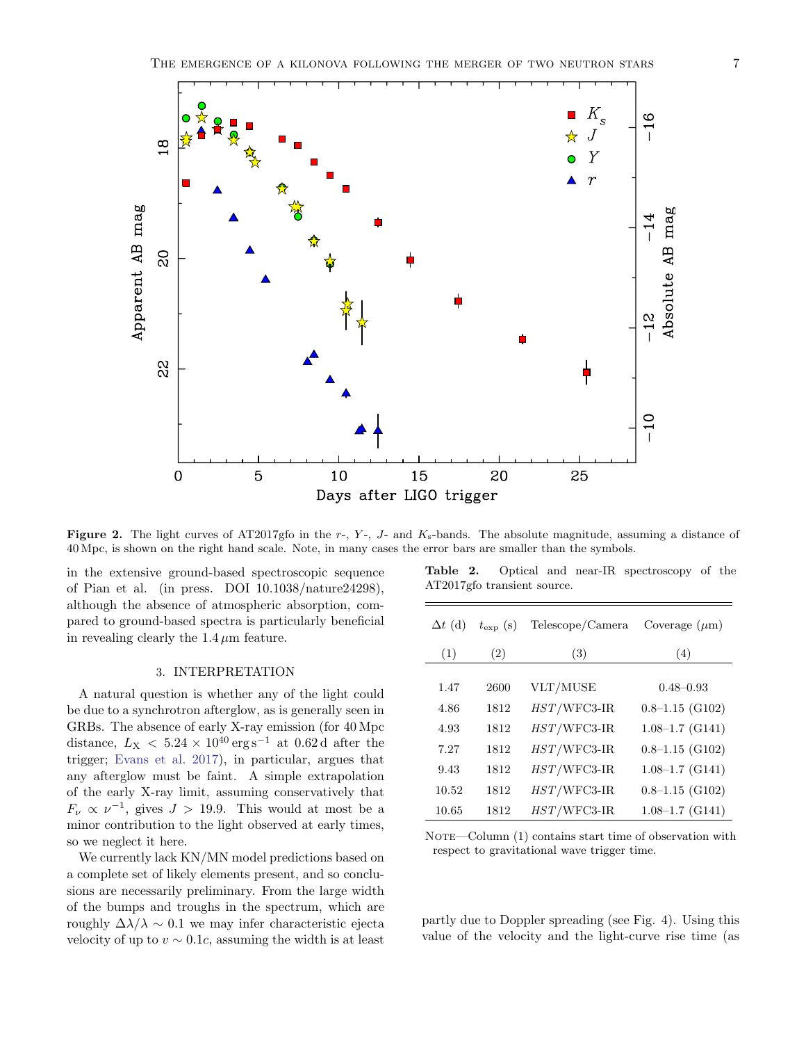**Figure 2.** The light curves of AT2017gfo in the $r$-, $Y$-, $J$- and $K_s$-bands. The absolute magnitude, assuming a distance of 40 Mpc, is shown on the right hand scale. Note, in many cases the error bars are smaller than the symbols.

in the extensive ground-based spectroscopic sequence of Pian et al. (in press. DOI 10.1038/nature24298), although the absence of atmospheric absorption, compared to ground-based spectra is particularly beneficial in revealing clearly the 1.4 $\mu$m feature.

## 3. INTERPRETATION

A natural question is whether any of the light could be due to a synchrotron afterglow, as is generally seen in GRBs. The absence of early X-ray emission (for 40 Mpc distance, $L_X < 5.24 \times 10^{40}$ erg s$^{-1}$ at 0.62 d after the trigger; Evans et al. 2017), in particular, argues that any afterglow must be faint. A simple extrapolation of the early X-ray limit, assuming conservatively that $F_\nu \propto \nu^{-1}$, gives $J > 19.9$. This would at most be a minor contribution to the light observed at early times, so we neglect it here.

We currently lack KN/MN model predictions based on a complete set of likely elements present, and so conclusions are necessarily preliminary. From the large width of the bumps and troughs in the spectrum, which are roughly $\Delta\lambda/\lambda \sim 0.1$ we may infer characteristic ejecta velocity of up to $v \sim 0.1c$, assuming the width is at least partly due to Doppler spreading (see Fig. 4). Using this value of the velocity and the light-curve rise time (as

**Table 2.** Optical and near-IR spectroscopy of the AT2017gfo transient source.

| $\Delta t$ (d) | $t_{\rm exp}$ (s) | Telescope/Camera | Coverage ($\mu$m) |
|---|---|---|---|
| (1) | (2) | (3) | (4) |
| 1.47 | 2600 | VLT/MUSE | 0.48–0.93 |
| 4.86 | 1812 | *HST*/WFC3-IR | 0.8–1.15 (G102) |
| 4.93 | 1812 | *HST*/WFC3-IR | 1.08–1.7 (G141) |
| 7.27 | 1812 | *HST*/WFC3-IR | 0.8–1.15 (G102) |
| 9.43 | 1812 | *HST*/WFC3-IR | 1.08–1.7 (G141) |
| 10.52 | 1812 | *HST*/WFC3-IR | 0.8–1.15 (G102) |
| 10.65 | 1812 | *HST*/WFC3-IR | 1.08–1.7 (G141) |

Note—Column (1) contains start time of observation with respect to gravitational wave trigger time.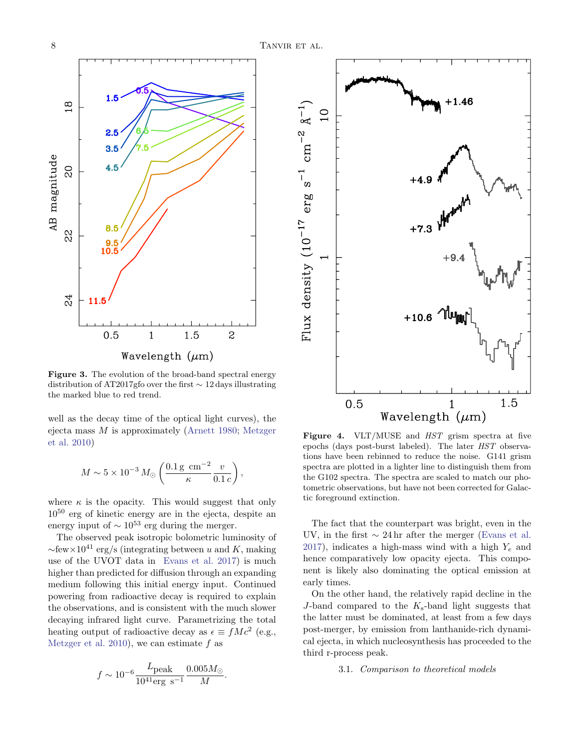**Figure 3.** The evolution of the broad-band spectral energy distribution of AT2017gfo over the first $\sim 12$ days illustrating the marked blue to red trend.

**Figure 4.** VLT/MUSE and *HST* grism spectra at five epochs (days post-burst labeled). The later *HST* observations have been rebinned to reduce the noise. G141 grism spectra are plotted in a lighter line to distinguish them from the G102 spectra. The spectra are scaled to match our photometric observations, but have not been corrected for Galactic foreground extinction.

well as the decay time of the optical light curves), the ejecta mass $M$ is approximately (Arnett 1980; Metzger et al. 2010)

$$M \sim 5 \times 10^{-3} \, M_{\odot} \left( \frac{0.1 \, \mathrm{g \ cm^{-2}}}{\kappa} \frac{v}{0.1 \, c} \right),$$

where $\kappa$ is the opacity. This would suggest that only $10^{50}$ erg of kinetic energy are in the ejecta, despite an energy input of $\sim 10^{53}$ erg during the merger.

The observed peak isotropic bolometric luminosity of $\sim$few$\times 10^{41}$ erg/s (integrating between $u$ and $K$, making use of the UVOT data in Evans et al. 2017) is much higher than predicted for diffusion through an expanding medium following this initial energy input. Continued powering from radioactive decay is required to explain the observations, and is consistent with the much slower decaying infrared light curve. Parametrizing the total heating output of radioactive decay as $\epsilon \equiv f M c^2$ (e.g., Metzger et al. 2010), we can estimate $f$ as

$$f \sim 10^{-6} \frac{L_{\mathrm{peak}}}{10^{41} \mathrm{erg \ s^{-1}}} \frac{0.005 M_{\odot}}{M}.$$

The fact that the counterpart was bright, even in the UV, in the first $\sim 24$ hr after the merger (Evans et al. 2017), indicates a high-mass wind with a high $Y_e$ and hence comparatively low opacity ejecta. This component is likely also dominating the optical emission at early times.

On the other hand, the relatively rapid decline in the $J$-band compared to the $K_s$-band light suggests that the latter must be dominated, at least from a few days post-merger, by emission from lanthanide-rich dynamical ejecta, in which nucleosynthesis has proceeded to the third r-process peak.

### 3.1. *Comparison to theoretical models*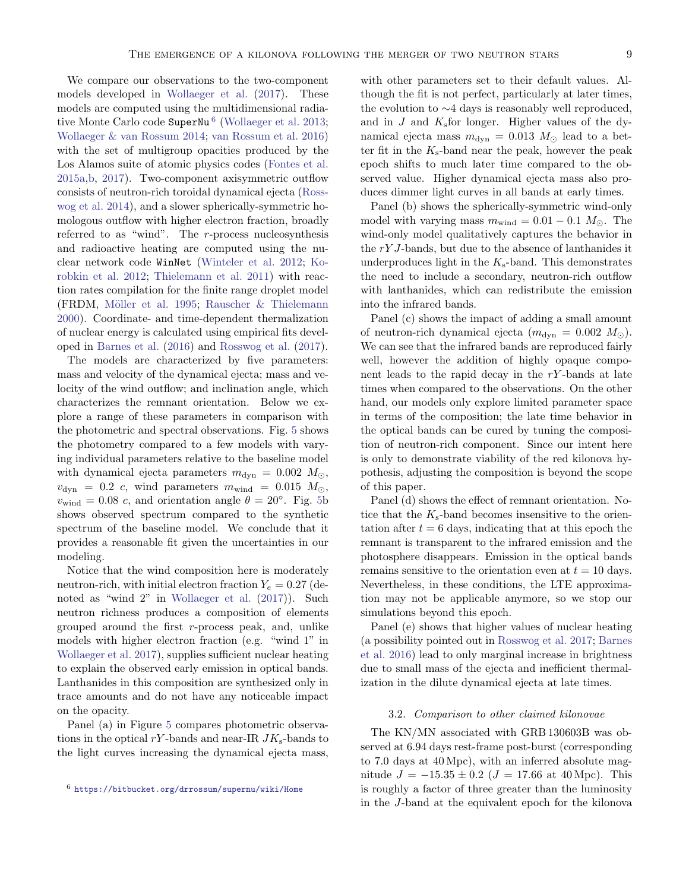We compare our observations to the two-component models developed in Wollaeger et al. (2017). These models are computed using the multidimensional radiative Monte Carlo code SuperNu[6] (Wollaeger et al. 2013; Wollaeger & van Rossum 2014; van Rossum et al. 2016) with the set of multigroup opacities produced by the Los Alamos suite of atomic physics codes (Fontes et al. 2015a,b, 2017). Two-component axisymmetric outflow consists of neutron-rich toroidal dynamical ejecta (Rosswog et al. 2014), and a slower spherically-symmetric homologous outflow with higher electron fraction, broadly referred to as "wind". The $r$-process nucleosynthesis and radioactive heating are computed using the nuclear network code WinNet (Winteler et al. 2012; Korobkin et al. 2012; Thielemann et al. 2011) with reaction rates compilation for the finite range droplet model (FRDM, Möller et al. 1995; Rauscher & Thielemann 2000). Coordinate- and time-dependent thermalization of nuclear energy is calculated using empirical fits developed in Barnes et al. (2016) and Rosswog et al. (2017).

The models are characterized by five parameters: mass and velocity of the dynamical ejecta; mass and velocity of the wind outflow; and inclination angle, which characterizes the remnant orientation. Below we explore a range of these parameters in comparison with the photometric and spectral observations. Fig. 5 shows the photometry compared to a few models with varying individual parameters relative to the baseline model with dynamical ejecta parameters $m_{\rm dyn} = 0.002\ M_\odot$, $v_{\rm dyn} = 0.2\ c$, wind parameters $m_{\rm wind} = 0.015\ M_\odot$, $v_{\rm wind} = 0.08\ c$, and orientation angle $\theta = 20^\circ$. Fig. 5b shows observed spectrum compared to the synthetic spectrum of the baseline model. We conclude that it provides a reasonable fit given the uncertainties in our modeling.

Notice that the wind composition here is moderately neutron-rich, with initial electron fraction $Y_e = 0.27$ (denoted as "wind 2" in Wollaeger et al. (2017)). Such neutron richness produces a composition of elements grouped around the first $r$-process peak, and, unlike models with higher electron fraction (e.g. "wind 1" in Wollaeger et al. 2017), supplies sufficient nuclear heating to explain the observed early emission in optical bands. Lanthanides in this composition are synthesized only in trace amounts and do not have any noticeable impact on the opacity.

Panel (a) in Figure 5 compares photometric observations in the optical $rY$-bands and near-IR $JK_{\rm s}$-bands to the light curves increasing the dynamical ejecta mass, with other parameters set to their default values. Although the fit is not perfect, particularly at later times, the evolution to ∼4 days is reasonably well reproduced, and in $J$ and $K_{\rm s}$for longer. Higher values of the dynamical ejecta mass $m_{\rm dyn} = 0.013\ M_\odot$ lead to a better fit in the $K_{\rm s}$-band near the peak, however the peak epoch shifts to much later time compared to the observed value. Higher dynamical ejecta mass also produces dimmer light curves in all bands at early times.

Panel (b) shows the spherically-symmetric wind-only model with varying mass $m_{\rm wind} = 0.01 - 0.1\ M_\odot$. The wind-only model qualitatively captures the behavior in the $rYJ$-bands, but due to the absence of lanthanides it underproduces light in the $K_{\rm s}$-band. This demonstrates the need to include a secondary, neutron-rich outflow with lanthanides, which can redistribute the emission into the infrared bands.

Panel (c) shows the impact of adding a small amount of neutron-rich dynamical ejecta ($m_{\rm dyn} = 0.002\ M_\odot$). We can see that the infrared bands are reproduced fairly well, however the addition of highly opaque component leads to the rapid decay in the $rY$-bands at late times when compared to the observations. On the other hand, our models only explore limited parameter space in terms of the composition; the late time behavior in the optical bands can be cured by tuning the composition of neutron-rich component. Since our intent here is only to demonstrate viability of the red kilonova hypothesis, adjusting the composition is beyond the scope of this paper.

Panel (d) shows the effect of remnant orientation. Notice that the $K_{\rm s}$-band becomes insensitive to the orientation after $t = 6$ days, indicating that at this epoch the remnant is transparent to the infrared emission and the photosphere disappears. Emission in the optical bands remains sensitive to the orientation even at $t = 10$ days. Nevertheless, in these conditions, the LTE approximation may not be applicable anymore, so we stop our simulations beyond this epoch.

Panel (e) shows that higher values of nuclear heating (a possibility pointed out in Rosswog et al. 2017; Barnes et al. 2016) lead to only marginal increase in brightness due to small mass of the ejecta and inefficient thermalization in the dilute dynamical ejecta at late times.

### 3.2. *Comparison to other claimed kilonovae*

The KN/MN associated with GRB 130603B was observed at 6.94 days rest-frame post-burst (corresponding to 7.0 days at 40 Mpc), with an inferred absolute magnitude $J = -15.35 \pm 0.2$ ($J = 17.66$ at 40 Mpc). This is roughly a factor of three greater than the luminosity in the $J$-band at the equivalent epoch for the kilonova

[6] https://bitbucket.org/drrossum/supernu/wiki/Home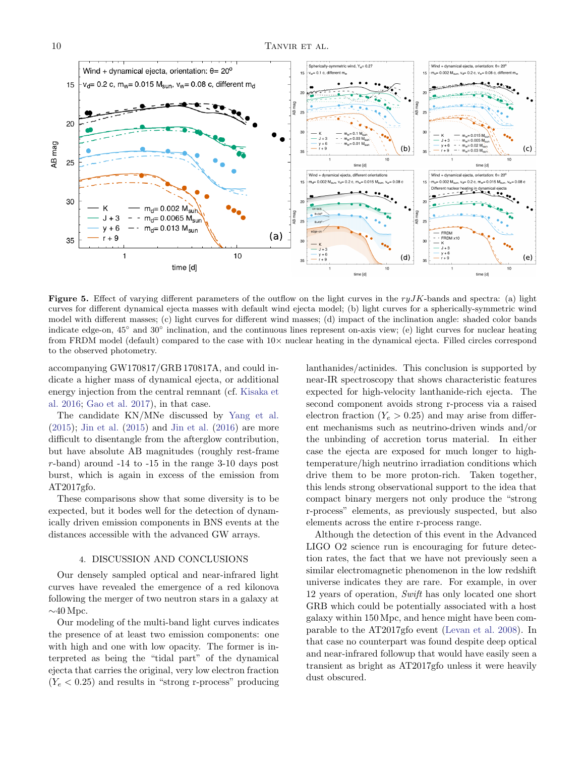**Figure 5.** Effect of varying different parameters of the outflow on the light curves in the $ryJK$-bands and spectra: (a) light curves for different dynamical ejecta masses with default wind ejecta model; (b) light curves for a spherically-symmetric wind model with different masses; (c) light curves for different wind masses; (d) impact of the inclination angle: shaded color bands indicate edge-on, 45° and 30° inclination, and the continuous lines represent on-axis view; (e) light curves for nuclear heating from FRDM model (default) compared to the case with 10× nuclear heating in the dynamical ejecta. Filled circles correspond to the observed photometry.

accompanying GW170817/GRB 170817A, and could indicate a higher mass of dynamical ejecta, or additional energy injection from the central remnant (cf. Kisaka et al. 2016; Gao et al. 2017), in that case.

The candidate KN/MNe discussed by Yang et al. (2015); Jin et al. (2015) and Jin et al. (2016) are more difficult to disentangle from the afterglow contribution, but have absolute AB magnitudes (roughly rest-frame $r$-band) around -14 to -15 in the range 3-10 days post burst, which is again in excess of the emission from AT2017gfo.

These comparisons show that some diversity is to be expected, but it bodes well for the detection of dynamically driven emission components in BNS events at the distances accessible with the advanced GW arrays.

## 4. DISCUSSION AND CONCLUSIONS

Our densely sampled optical and near-infrared light curves have revealed the emergence of a red kilonova following the merger of two neutron stars in a galaxy at ∼40 Mpc.

Our modeling of the multi-band light curves indicates the presence of at least two emission components: one with high and one with low opacity. The former is interpreted as being the "tidal part" of the dynamical ejecta that carries the original, very low electron fraction ($Y_e < 0.25$) and results in "strong r-process" producing lanthanides/actinides. This conclusion is supported by near-IR spectroscopy that shows characteristic features expected for high-velocity lanthanide-rich ejecta. The second component avoids strong r-process via a raised electron fraction ($Y_e > 0.25$) and may arise from different mechanisms such as neutrino-driven winds and/or the unbinding of accretion torus material. In either case the ejecta are exposed for much longer to high-temperature/high neutrino irradiation conditions which drive them to be more proton-rich. Taken together, this lends strong observational support to the idea that compact binary mergers not only produce the "strong r-process" elements, as previously suspected, but also elements across the entire r-process range.

Although the detection of this event in the Advanced LIGO O2 science run is encouraging for future detection rates, the fact that we have not previously seen a similar electromagnetic phenomenon in the low redshift universe indicates they are rare. For example, in over 12 years of operation, *Swift* has only located one short GRB which could be potentially associated with a host galaxy within 150 Mpc, and hence might have been comparable to the AT2017gfo event (Levan et al. 2008). In that case no counterpart was found despite deep optical and near-infrared followup that would have easily seen a transient as bright as AT2017gfo unless it were heavily dust obscured.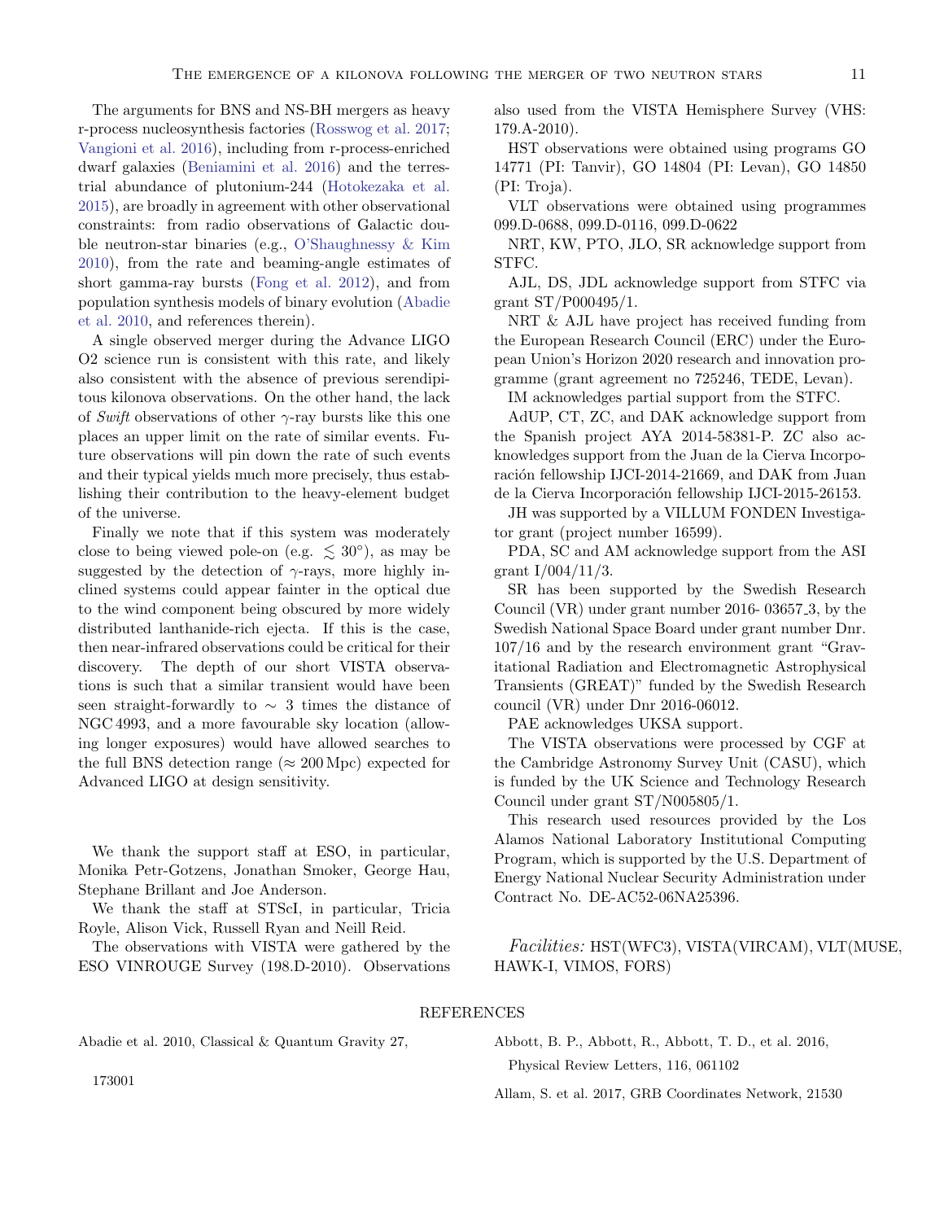The arguments for BNS and NS-BH mergers as heavy r-process nucleosynthesis factories (Rosswog et al. 2017; Vangioni et al. 2016), including from r-process-enriched dwarf galaxies (Beniamini et al. 2016) and the terrestrial abundance of plutonium-244 (Hotokezaka et al. 2015), are broadly in agreement with other observational constraints: from radio observations of Galactic double neutron-star binaries (e.g., O'Shaughnessy & Kim 2010), from the rate and beaming-angle estimates of short gamma-ray bursts (Fong et al. 2012), and from population synthesis models of binary evolution (Abadie et al. 2010, and references therein).

A single observed merger during the Advance LIGO O2 science run is consistent with this rate, and likely also consistent with the absence of previous serendipitous kilonova observations. On the other hand, the lack of *Swift* observations of other $\gamma$-ray bursts like this one places an upper limit on the rate of similar events. Future observations will pin down the rate of such events and their typical yields much more precisely, thus establishing their contribution to the heavy-element budget of the universe.

Finally we note that if this system was moderately close to being viewed pole-on (e.g. $\lesssim 30^{\circ}$), as may be suggested by the detection of $\gamma$-rays, more highly inclined systems could appear fainter in the optical due to the wind component being obscured by more widely distributed lanthanide-rich ejecta. If this is the case, then near-infrared observations could be critical for their discovery. The depth of our short VISTA observations is such that a similar transient would have been seen straight-forwardly to $\sim$ 3 times the distance of NGC 4993, and a more favourable sky location (allowing longer exposures) would have allowed searches to the full BNS detection range ($\approx 200$ Mpc) expected for Advanced LIGO at design sensitivity.

We thank the support staff at ESO, in particular, Monika Petr-Gotzens, Jonathan Smoker, George Hau, Stephane Brillant and Joe Anderson.

We thank the staff at STScI, in particular, Tricia Royle, Alison Vick, Russell Ryan and Neill Reid.

The observations with VISTA were gathered by the ESO VINROUGE Survey (198.D-2010). Observations also used from the VISTA Hemisphere Survey (VHS: 179.A-2010).

HST observations were obtained using programs GO 14771 (PI: Tanvir), GO 14804 (PI: Levan), GO 14850 (PI: Troja).

VLT observations were obtained using programmes 099.D-0688, 099.D-0116, 099.D-0622

NRT, KW, PTO, JLO, SR acknowledge support from STFC.

AJL, DS, JDL acknowledge support from STFC via grant ST/P000495/1.

NRT & AJL have project has received funding from the European Research Council (ERC) under the European Union's Horizon 2020 research and innovation programme (grant agreement no 725246, TEDE, Levan).

IM acknowledges partial support from the STFC.

AdUP, CT, ZC, and DAK acknowledge support from the Spanish project AYA 2014-58381-P. ZC also acknowledges support from the Juan de la Cierva Incorporación fellowship IJCI-2014-21669, and DAK from Juan de la Cierva Incorporación fellowship IJCI-2015-26153.

JH was supported by a VILLUM FONDEN Investigator grant (project number 16599).

PDA, SC and AM acknowledge support from the ASI grant I/004/11/3.

SR has been supported by the Swedish Research Council (VR) under grant number 2016- 03657_3, by the Swedish National Space Board under grant number Dnr. 107/16 and by the research environment grant "Gravitational Radiation and Electromagnetic Astrophysical Transients (GREAT)" funded by the Swedish Research council (VR) under Dnr 2016-06012.

PAE acknowledges UKSA support.

The VISTA observations were processed by CGF at the Cambridge Astronomy Survey Unit (CASU), which is funded by the UK Science and Technology Research Council under grant ST/N005805/1.

This research used resources provided by the Los Alamos National Laboratory Institutional Computing Program, which is supported by the U.S. Department of Energy National Nuclear Security Administration under Contract No. DE-AC52-06NA25396.

*Facilities:* HST(WFC3), VISTA(VIRCAM), VLT(MUSE, HAWK-I, VIMOS, FORS)

## REFERENCES

Abadie et al. 2010, Classical & Quantum Gravity 27, 173001

Abbott, B. P., Abbott, R., Abbott, T. D., et al. 2016, Physical Review Letters, 116, 061102

Allam, S. et al. 2017, GRB Coordinates Network, 21530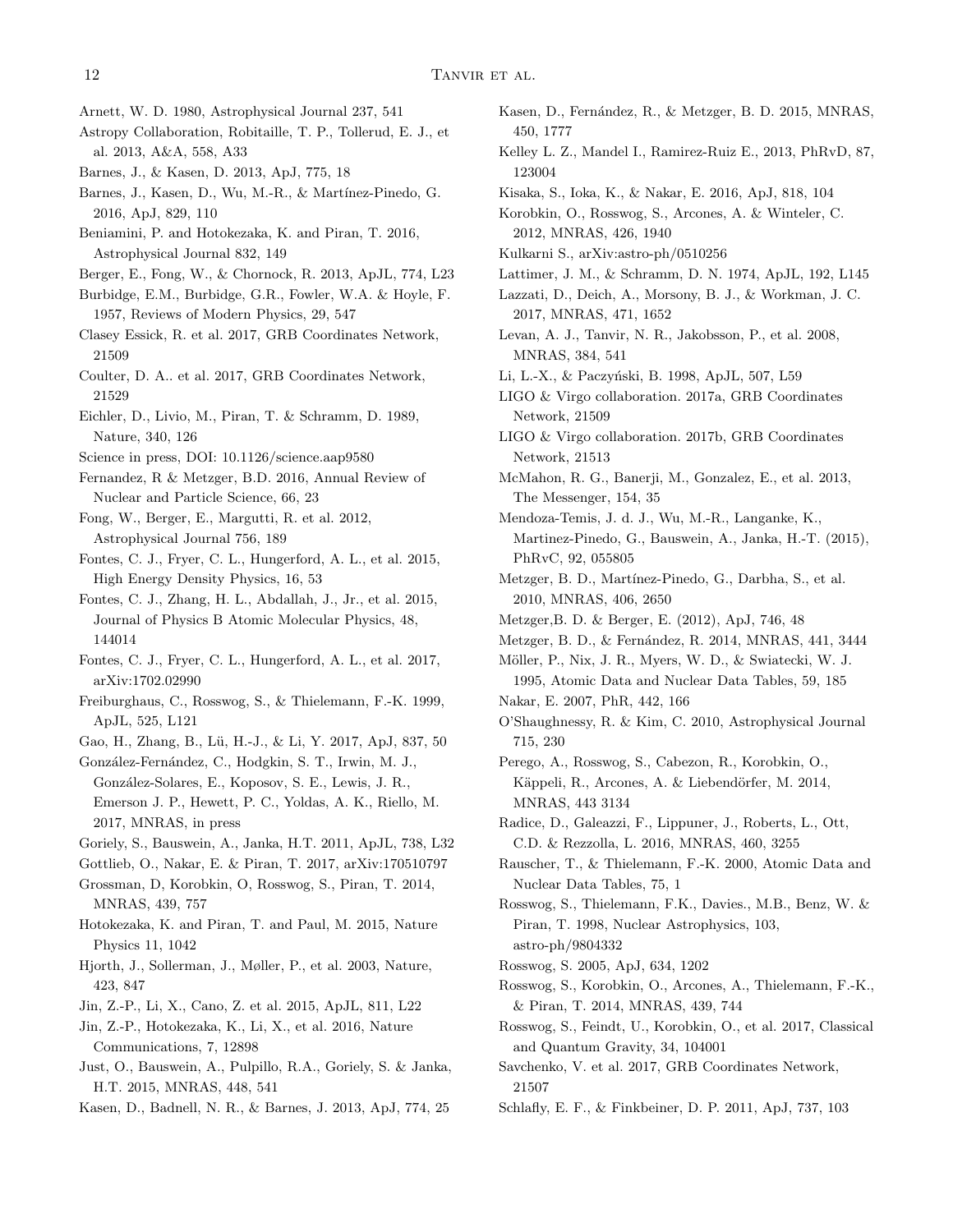Arnett, W. D. 1980, Astrophysical Journal 237, 541

Astropy Collaboration, Robitaille, T. P., Tollerud, E. J., et al. 2013, A&A, 558, A33

Barnes, J., & Kasen, D. 2013, ApJ, 775, 18

Barnes, J., Kasen, D., Wu, M.-R., & Martínez-Pinedo, G. 2016, ApJ, 829, 110

Beniamini, P. and Hotokezaka, K. and Piran, T. 2016, Astrophysical Journal 832, 149

Berger, E., Fong, W., & Chornock, R. 2013, ApJL, 774, L23

Burbidge, E.M., Burbidge, G.R., Fowler, W.A. & Hoyle, F. 1957, Reviews of Modern Physics, 29, 547

Clasey Essick, R. et al. 2017, GRB Coordinates Network, 21509

Coulter, D. A.. et al. 2017, GRB Coordinates Network, 21529

Eichler, D., Livio, M., Piran, T. & Schramm, D. 1989, Nature, 340, 126

Science in press, DOI: 10.1126/science.aap9580

Fernandez, R & Metzger, B.D. 2016, Annual Review of Nuclear and Particle Science, 66, 23

Fong, W., Berger, E., Margutti, R. et al. 2012, Astrophysical Journal 756, 189

Fontes, C. J., Fryer, C. L., Hungerford, A. L., et al. 2015, High Energy Density Physics, 16, 53

Fontes, C. J., Zhang, H. L., Abdallah, J., Jr., et al. 2015, Journal of Physics B Atomic Molecular Physics, 48, 144014

Fontes, C. J., Fryer, C. L., Hungerford, A. L., et al. 2017, arXiv:1702.02990

Freiburghaus, C., Rosswog, S., & Thielemann, F.-K. 1999, ApJL, 525, L121

Gao, H., Zhang, B., Lü, H.-J., & Li, Y. 2017, ApJ, 837, 50

González-Fernández, C., Hodgkin, S. T., Irwin, M. J., González-Solares, E., Koposov, S. E., Lewis, J. R., Emerson J. P., Hewett, P. C., Yoldas, A. K., Riello, M. 2017, MNRAS, in press

Goriely, S., Bauswein, A., Janka, H.T. 2011, ApJL, 738, L32

Gottlieb, O., Nakar, E. & Piran, T. 2017, arXiv:170510797

Grossman, D, Korobkin, O, Rosswog, S., Piran, T. 2014, MNRAS, 439, 757

Hotokezaka, K. and Piran, T. and Paul, M. 2015, Nature Physics 11, 1042

Hjorth, J., Sollerman, J., Møller, P., et al. 2003, Nature, 423, 847

Jin, Z.-P., Li, X., Cano, Z. et al. 2015, ApJL, 811, L22

Jin, Z.-P., Hotokezaka, K., Li, X., et al. 2016, Nature Communications, 7, 12898

Just, O., Bauswein, A., Pulpillo, R.A., Goriely, S. & Janka, H.T. 2015, MNRAS, 448, 541

Kasen, D., Badnell, N. R., & Barnes, J. 2013, ApJ, 774, 25

Kasen, D., Fernández, R., & Metzger, B. D. 2015, MNRAS, 450, 1777

Kelley L. Z., Mandel I., Ramirez-Ruiz E., 2013, PhRvD, 87, 123004

Kisaka, S., Ioka, K., & Nakar, E. 2016, ApJ, 818, 104

Korobkin, O., Rosswog, S., Arcones, A. & Winteler, C. 2012, MNRAS, 426, 1940

Kulkarni S., arXiv:astro-ph/0510256

Lattimer, J. M., & Schramm, D. N. 1974, ApJL, 192, L145

Lazzati, D., Deich, A., Morsony, B. J., & Workman, J. C. 2017, MNRAS, 471, 1652

Levan, A. J., Tanvir, N. R., Jakobsson, P., et al. 2008, MNRAS, 384, 541

Li, L.-X., & Paczyński, B. 1998, ApJL, 507, L59

LIGO & Virgo collaboration. 2017a, GRB Coordinates Network, 21509

LIGO & Virgo collaboration. 2017b, GRB Coordinates Network, 21513

McMahon, R. G., Banerji, M., Gonzalez, E., et al. 2013, The Messenger, 154, 35

Mendoza-Temis, J. d. J., Wu, M.-R., Langanke, K., Martinez-Pinedo, G., Bauswein, A., Janka, H.-T. (2015), PhRvC, 92, 055805

Metzger, B. D., Martínez-Pinedo, G., Darbha, S., et al. 2010, MNRAS, 406, 2650

Metzger,B. D. & Berger, E. (2012), ApJ, 746, 48

Metzger, B. D., & Fernández, R. 2014, MNRAS, 441, 3444

Möller, P., Nix, J. R., Myers, W. D., & Swiatecki, W. J. 1995, Atomic Data and Nuclear Data Tables, 59, 185

Nakar, E. 2007, PhR, 442, 166

O'Shaughnessy, R. & Kim, C. 2010, Astrophysical Journal 715, 230

Perego, A., Rosswog, S., Cabezon, R., Korobkin, O., Käppeli, R., Arcones, A. & Liebendörfer, M. 2014, MNRAS, 443 3134

Radice, D., Galeazzi, F., Lippuner, J., Roberts, L., Ott, C.D. & Rezzolla, L. 2016, MNRAS, 460, 3255

Rauscher, T., & Thielemann, F.-K. 2000, Atomic Data and Nuclear Data Tables, 75, 1

Rosswog, S., Thielemann, F.K., Davies., M.B., Benz, W. & Piran, T. 1998, Nuclear Astrophysics, 103, astro-ph/9804332

Rosswog, S. 2005, ApJ, 634, 1202

Rosswog, S., Korobkin, O., Arcones, A., Thielemann, F.-K., & Piran, T. 2014, MNRAS, 439, 744

Rosswog, S., Feindt, U., Korobkin, O., et al. 2017, Classical and Quantum Gravity, 34, 104001

Savchenko, V. et al. 2017, GRB Coordinates Network, 21507

Schlafly, E. F., & Finkbeiner, D. P. 2011, ApJ, 737, 103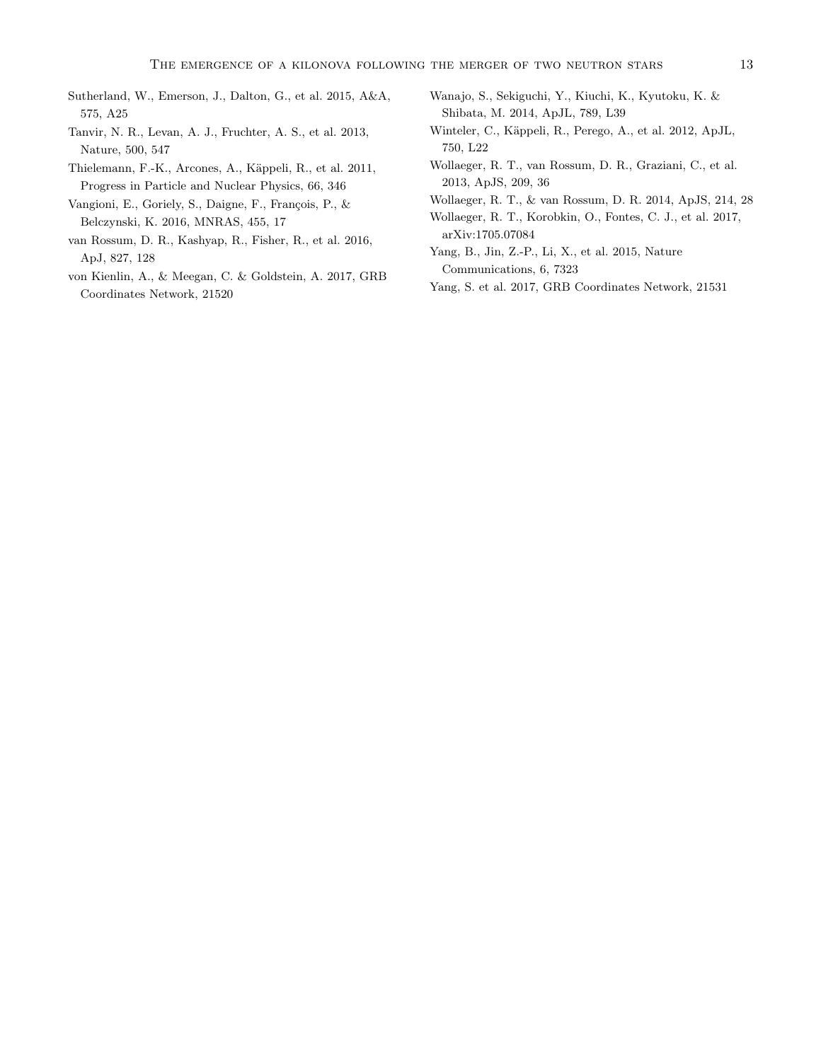Sutherland, W., Emerson, J., Dalton, G., et al. 2015, A&A, 575, A25

Tanvir, N. R., Levan, A. J., Fruchter, A. S., et al. 2013, Nature, 500, 547

Thielemann, F.-K., Arcones, A., Käppeli, R., et al. 2011, Progress in Particle and Nuclear Physics, 66, 346

Vangioni, E., Goriely, S., Daigne, F., François, P., & Belczynski, K. 2016, MNRAS, 455, 17

van Rossum, D. R., Kashyap, R., Fisher, R., et al. 2016, ApJ, 827, 128

von Kienlin, A., & Meegan, C. & Goldstein, A. 2017, GRB Coordinates Network, 21520

Wanajo, S., Sekiguchi, Y., Kiuchi, K., Kyutoku, K. & Shibata, M. 2014, ApJL, 789, L39

Winteler, C., Käppeli, R., Perego, A., et al. 2012, ApJL, 750, L22

Wollaeger, R. T., van Rossum, D. R., Graziani, C., et al. 2013, ApJS, 209, 36

Wollaeger, R. T., & van Rossum, D. R. 2014, ApJS, 214, 28

Wollaeger, R. T., Korobkin, O., Fontes, C. J., et al. 2017, arXiv:1705.07084

Yang, B., Jin, Z.-P., Li, X., et al. 2015, Nature Communications, 6, 7323

Yang, S. et al. 2017, GRB Coordinates Network, 21531